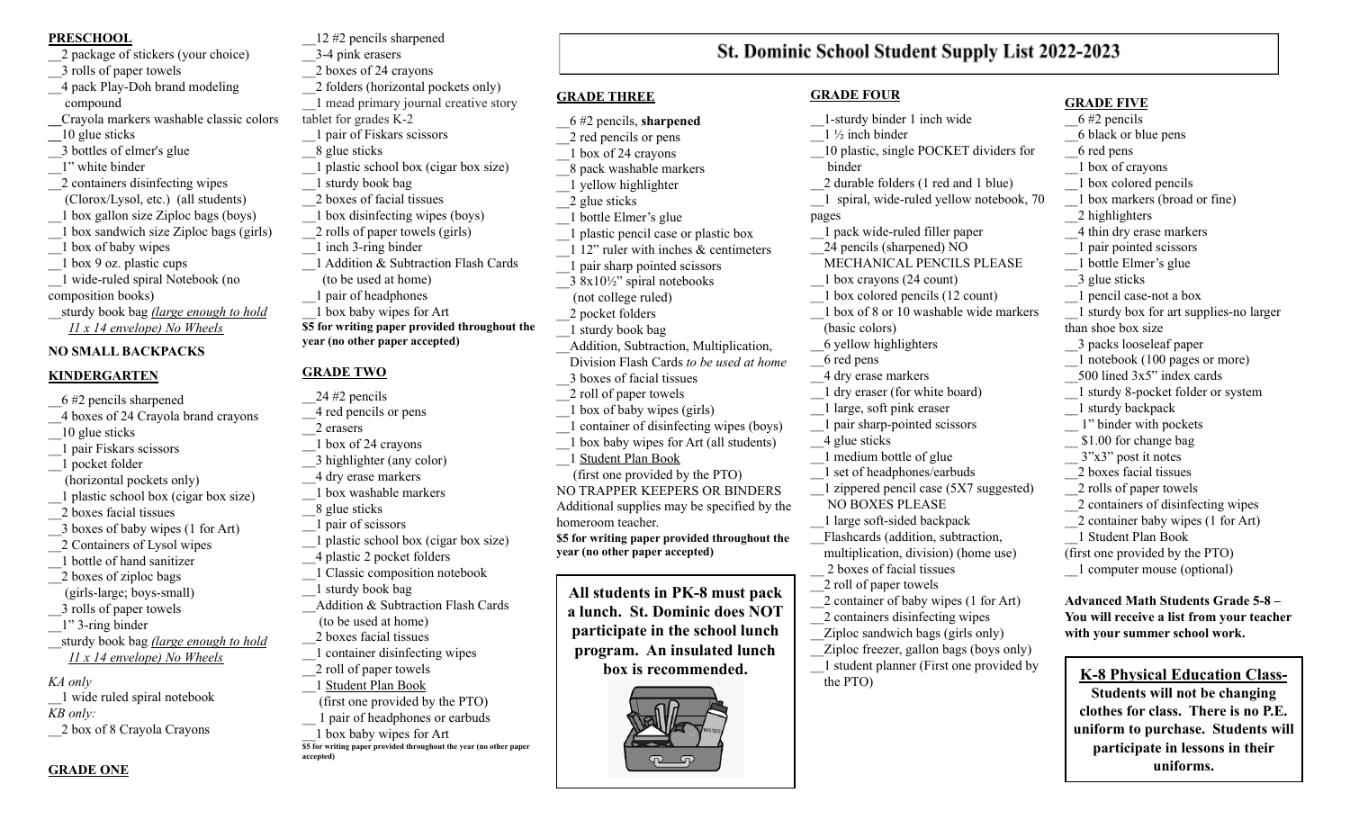# St. Dominic School Student Supply List 2022-2023

## PRESCHOOL

__2 package of stickers (your choice)
__3 rolls of paper towels
__4 pack Play-Doh brand modeling compound
__Crayola markers washable classic colors
__10 glue sticks
__3 bottles of elmer's glue
__1" white binder
__2 containers disinfecting wipes (Clorox/Lysol, etc.) (all students)
__1 box gallon size Ziploc bags (boys)
__1 box sandwich size Ziploc bags (girls)
__1 box of baby wipes
__1 box 9 oz. plastic cups
__1 wide-ruled spiral Notebook (no composition books)
__sturdy book bag *(large enough to hold 11 x 14 envelope) No Wheels*

**NO SMALL BACKPACKS**

## KINDERGARTEN

__6 #2 pencils sharpened
__4 boxes of 24 Crayola brand crayons
__10 glue sticks
__1 pair Fiskars scissors
__1 pocket folder (horizontal pockets only)
__1 plastic school box (cigar box size)
__2 boxes facial tissues
__3 boxes of baby wipes (1 for Art)
__2 Containers of Lysol wipes
__1 bottle of hand sanitizer
__2 boxes of ziploc bags (girls-large; boys-small)
__3 rolls of paper towels
__1" 3-ring binder
__sturdy book bag *(large enough to hold 11 x 14 envelope) No Wheels*

*KA only*
__1 wide ruled spiral notebook
*KB only:*
__2 box of 8 Crayola Crayons

## GRADE ONE

__12 #2 pencils sharpened
__3-4 pink erasers
__2 boxes of 24 crayons
__2 folders (horizontal pockets only)
__1 mead primary journal creative story tablet for grades K-2
__1 pair of Fiskars scissors
__8 glue sticks
__1 plastic school box (cigar box size)
__1 sturdy book bag
__2 boxes of facial tissues
__1 box disinfecting wipes (boys)
__2 rolls of paper towels (girls)
__1 inch 3-ring binder
__1 Addition & Subtraction Flash Cards (to be used at home)
__1 pair of headphones
__1 box baby wipes for Art

**$5 for writing paper provided throughout the year (no other paper accepted)**

## GRADE TWO

__24 #2 pencils
__4 red pencils or pens
__2 erasers
__1 box of 24 crayons
__3 highlighter (any color)
__4 dry erase markers
__1 box washable markers
__8 glue sticks
__1 pair of scissors
__1 plastic school box (cigar box size)
__4 plastic 2 pocket folders
__1 Classic composition notebook
__1 sturdy book bag
__Addition & Subtraction Flash Cards (to be used at home)
__2 boxes facial tissues
__1 container disinfecting wipes
__2 roll of paper towels
__1 Student Plan Book (first one provided by the PTO)
__ 1 pair of headphones or earbuds
__1 box baby wipes for Art

**$5 for writing paper provided throughout the year (no other paper accepted)**

## GRADE THREE

__6 #2 pencils, **sharpened**
__2 red pencils or pens
__1 box of 24 crayons
__8 pack washable markers
__1 yellow highlighter
__2 glue sticks
__1 bottle Elmer's glue
__1 plastic pencil case or plastic box
__1 12" ruler with inches & centimeters
__1 pair sharp pointed scissors
__3 8x10½" spiral notebooks (not college ruled)
__2 pocket folders
__1 sturdy book bag
__Addition, Subtraction, Multiplication, Division Flash Cards *to be used at home*
__3 boxes of facial tissues
__2 roll of paper towels
__1 box of baby wipes (girls)
__1 container of disinfecting wipes (boys)
__1 box baby wipes for Art (all students)
__1 Student Plan Book (first one provided by the PTO)

NO TRAPPER KEEPERS OR BINDERS
Additional supplies may be specified by the homeroom teacher.

**$5 for writing paper provided throughout the year (no other paper accepted)**

**All students in PK-8 must pack a lunch. St. Dominic does NOT participate in the school lunch program. An insulated lunch box is recommended.**

## GRADE FOUR

__1-sturdy binder 1 inch wide
__1 ½ inch binder
__10 plastic, single POCKET dividers for binder
__2 durable folders (1 red and 1 blue)
__1 spiral, wide-ruled yellow notebook, 70 pages
__1 pack wide-ruled filler paper
__24 pencils (sharpened) NO MECHANICAL PENCILS PLEASE
__1 box crayons (24 count)
__1 box colored pencils (12 count)
__1 box of 8 or 10 washable wide markers (basic colors)
__6 yellow highlighters
__6 red pens
__4 dry erase markers
__1 dry eraser (for white board)
__1 large, soft pink eraser
__1 pair sharp-pointed scissors
__4 glue sticks
__1 medium bottle of glue
__1 set of headphones/earbuds
__1 zippered pencil case (5X7 suggested) NO BOXES PLEASE
__1 large soft-sided backpack
__Flashcards (addition, subtraction, multiplication, division) (home use)
__ 2 boxes of facial tissues
__2 roll of paper towels
__2 container of baby wipes (1 for Art)
__2 containers disinfecting wipes
__Ziploc sandwich bags (girls only)
__Ziploc freezer, gallon bags (boys only)
__1 student planner (First one provided by the PTO)

## GRADE FIVE

__6 #2 pencils
__6 black or blue pens
__6 red pens
__1 box of crayons
__1 box colored pencils
__1 box markers (broad or fine)
__2 highlighters
__4 thin dry erase markers
__1 pair pointed scissors
__1 bottle Elmer's glue
__3 glue sticks
__1 pencil case-not a box
__1 sturdy box for art supplies-no larger than shoe box size
__3 packs looseleaf paper
__1 notebook (100 pages or more)
__500 lined 3x5" index cards
__1 sturdy 8-pocket folder or system
__1 sturdy backpack
__ 1" binder with pockets
__ $1.00 for change bag
__ 3"x3" post it notes
__2 boxes facial tissues
__2 rolls of paper towels
__2 containers of disinfecting wipes
__2 container baby wipes (1 for Art)
__1 Student Plan Book (first one provided by the PTO)
__1 computer mouse (optional)

**Advanced Math Students Grade 5-8 – You will receive a list from your teacher with your summer school work.**

**K-8 Physical Education Class-**
**Students will not be changing clothes for class. There is no P.E. uniform to purchase. Students will participate in lessons in their uniforms.**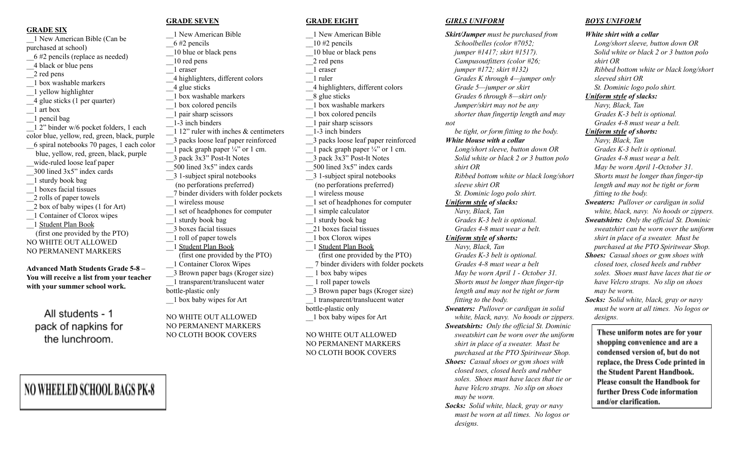## GRADE SIX

__1 New American Bible (Can be purchased at school)
__6 #2 pencils (replace as needed)
__4 black or blue pens
__2 red pens
__1 box washable markers
__1 yellow highlighter
__4 glue sticks (1 per quarter)
__1 art box
__1 pencil bag
__1 2" binder w/6 pocket folders, 1 each color blue, yellow, red, green, black, purple
__6 spiral notebooks 70 pages, 1 each color blue, yellow, red, green, black, purple
__wide-ruled loose leaf paper
__300 lined 3x5" index cards
__1 sturdy book bag
__1 boxes facial tissues
__2 rolls of paper towels
__2 box of baby wipes (1 for Art)
__1 Container of Clorox wipes
__1 Student Plan Book (first one provided by the PTO)

NO WHITE OUT ALLOWED
NO PERMANENT MARKERS

**Advanced Math Students Grade 5-8 – You will receive a list from your teacher with your summer school work.**

All students - 1 pack of napkins for the lunchroom.

**NO WHEELED SCHOOL BAGS PK-8**

## GRADE SEVEN

__1 New American Bible
__6 #2 pencils
__10 blue or black pens
__10 red pens
__1 eraser
__4 highlighters, different colors
__4 glue sticks
__1 box washable markers
__1 box colored pencils
__1 pair sharp scissors
__1-3 inch binders
__1 12" ruler with inches & centimeters
__3 packs loose leaf paper reinforced
__1 pack graph paper ¼" or 1 cm.
__3 pack 3x3" Post-It Notes
__500 lined 3x5" index cards
__3 1-subject spiral notebooks (no perforations preferred)
__7 binder dividers with folder pockets
__1 wireless mouse
__1 set of headphones for computer
__1 sturdy book bag
__3 boxes facial tissues
__1 roll of paper towels
__1 Student Plan Book (first one provided by the PTO)
__1 Container Clorox Wipes
__3 Brown paper bags (Kroger size)
__1 transparent/translucent water bottle-plastic only
__1 box baby wipes for Art

NO WHITE OUT ALLOWED
NO PERMANENT MARKERS
NO CLOTH BOOK COVERS

## GRADE EIGHT

__1 New American Bible
__10 #2 pencils
__10 blue or black pens
__2 red pens
__1 eraser
__1 ruler
__4 highlighters, different colors
__8 glue sticks
__1 box washable markers
__1 box colored pencils
__1 pair sharp scissors
__1-3 inch binders
__3 packs loose leaf paper reinforced
__1 pack graph paper ¼" or 1 cm.
__3 pack 3x3" Post-It Notes
__500 lined 3x5" index cards
__3 1-subject spiral notebooks (no perforations preferred)
__1 wireless mouse
__1 set of headphones for computer
__1 simple calculator
__1 sturdy book bag
__21 boxes facial tissues
__1 box Clorox wipes
__1 Student Plan Book (first one provided by the PTO)
__ 7 binder dividers with folder pockets
__ 1 box baby wipes
__ 1 roll paper towels
__3 Brown paper bags (Kroger size)
__1 transparent/translucent water bottle-plastic only
__1 box baby wipes for Art

NO WHITE OUT ALLOWED
NO PERMANENT MARKERS
NO CLOTH BOOK COVERS

## *GIRLS UNIFORM*

***Skirt/Jumper** must be purchased from Schoolbelles (color #7052; jumper #1417; skirt #1517). Campusoutfitters (color #26; jumper #172; skirt #132)*
*Grades K through 4—jumper only*
*Grade 5—jumper or skirt*
*Grades 6 through 8—skirt only*
*Jumper/skirt may not be any shorter than fingertip length and may not be tight, or form fitting to the body.*

***White blouse with a collar***
*Long/short sleeve, button down OR*
*Solid white or black 2 or 3 button polo shirt OR*
*Ribbed bottom white or black long/short sleeve shirt OR*
*St. Dominic logo polo shirt.*

***Uniform style of slacks:***
*Navy, Black, Tan*
*Grades K-3 belt is optional.*
*Grades 4-8 must wear a belt.*

***Uniform style of shorts:***
*Navy, Black, Tan*
*Grades K-3 belt is optional.*
*Grades 4-8 must wear a belt*
*May be worn April 1 - October 31.*
*Shorts must be longer than finger-tip length and may not be tight or form fitting to the body.*

***Sweaters:** Pullover or cardigan in solid white, black, navy. No hoods or zippers.*

***Sweatshirts:** Only the official St. Dominic sweatshirt can be worn over the uniform shirt in place of a sweater. Must be purchased at the PTO Spiritwear Shop.*

***Shoes:** Casual shoes or gym shoes with closed toes, closed heels and rubber soles. Shoes must have laces that tie or have Velcro straps. No slip on shoes may be worn.*

***Socks:** Solid white, black, gray or navy must be worn at all times. No logos or designs.*

## *BOYS UNIFORM*

***White shirt with a collar***
*Long/short sleeve, button down OR*
*Solid white or black 2 or 3 button polo shirt OR*
*Ribbed bottom white or black long/short sleeved shirt OR*
*St. Dominic logo polo shirt.*

***Uniform style of slacks:***
*Navy, Black, Tan*
*Grades K-3 belt is optional.*
*Grades 4-8 must wear a belt.*

***Uniform style of shorts:***
*Navy, Black, Tan*
*Grades K-3 belt is optional.*
*Grades 4-8 must wear a belt.*
*May be worn April 1-October 31.*
*Shorts must be longer than finger-tip length and may not be tight or form fitting to the body.*

***Sweaters:** Pullover or cardigan in solid white, black, navy. No hoods or zippers.*

***Sweatshirts:** Only the official St. Dominic sweatshirt can be worn over the uniform shirt in place of a sweater. Must be purchased at the PTO Spiritwear Shop.*

***Shoes:** Casual shoes or gym shoes with closed toes, closed heels and rubber soles. Shoes must have laces that tie or have Velcro straps. No slip on shoes may be worn.*

***Socks:** Solid white, black, gray or navy must be worn at all times. No logos or designs.*

**These uniform notes are for your shopping convenience and are a condensed version of, but do not replace, the Dress Code printed in the Student Parent Handbook. Please consult the Handbook for further Dress Code information and/or clarification.**